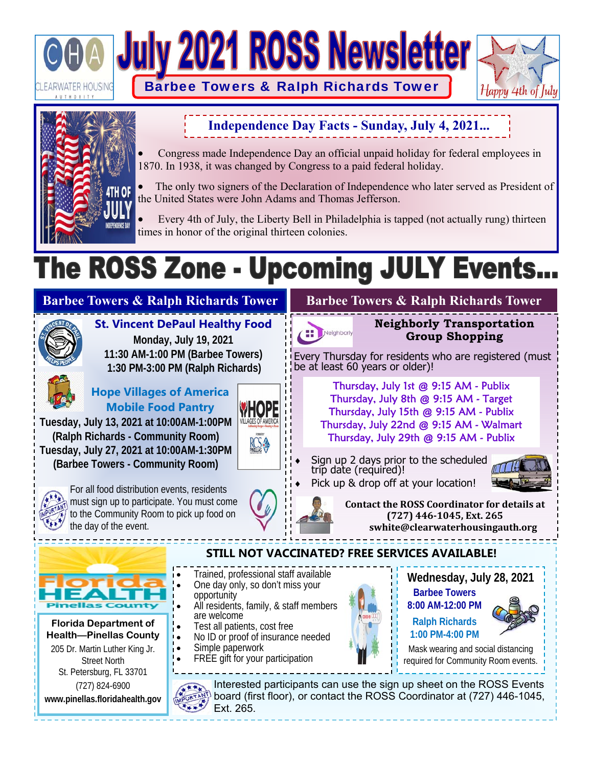# July 2021 ROSS Newsletter

## Barbee Towers & Ralph Richards Tower

Happy 4th of July

### Independence Day Facts - Sunday, July 4, 2021...

- Congress made Independence Day an official unpaid holiday for federal employees in 1870. In 1938, it was changed by Congress to a paid federal holiday.
- The only two signers of the Declaration of Independence who later served as President of the United States were John Adams and Thomas Jefferson.
- Every 4th of July, the Liberty Bell in Philadelphia is tapped (not actually rung) thirteen times in honor of the original thirteen colonies.

# The ROSS Zone - Upcoming JULY Events...

## Barbee Towers & Ralph Richards Tower

### St. Vincent DePaul Healthy Food

**Monday, July 19, 2021**
**11:30 AM-1:00 PM (Barbee Towers)**
**1:30 PM-3:00 PM (Ralph Richards)**

### Hope Villages of America Mobile Food Pantry

**Tuesday, July 13, 2021 at 10:00AM-1:00PM**
**(Ralph Richards - Community Room)**
**Tuesday, July 27, 2021 at 10:00AM-1:30PM**
**(Barbee Towers - Community Room)**

For all food distribution events, residents must sign up to participate. You must come to the Community Room to pick up food on the day of the event.

## Barbee Towers & Ralph Richards Tower

### Neighborly Transportation Group Shopping

Every Thursday for residents who are registered (must be at least 60 years or older)!

Thursday, July 1st @ 9:15 AM - Publix
Thursday, July 8th @ 9:15 AM - Target
Thursday, July 15th @ 9:15 AM - Publix
Thursday, July 22nd @ 9:15 AM - Walmart
Thursday, July 29th @ 9:15 AM - Publix

- Sign up 2 days prior to the scheduled trip date (required)!
- Pick up & drop off at your location!

**Contact the ROSS Coordinator for details at (727) 446-1045, Ext. 265 swhite@clearwaterhousingauth.org**

## STILL NOT VACCINATED? FREE SERVICES AVAILABLE!

- Trained, professional staff available
- One day only, so don't miss your opportunity
- All residents, family, & staff members are welcome
- Test all patients, cost free
- No ID or proof of insurance needed
- Simple paperwork
- FREE gift for your participation

**Wednesday, July 28, 2021**
**Barbee Towers**
**8:00 AM-12:00 PM**
**Ralph Richards**
**1:00 PM-4:00 PM**

Mask wearing and social distancing required for Community Room events.

**Florida Department of Health—Pinellas County**
205 Dr. Martin Luther King Jr. Street North
St. Petersburg, FL 33701
(727) 824-6900
**www.pinellas.floridahealth.gov**

Interested participants can use the sign up sheet on the ROSS Events board (first floor), or contact the ROSS Coordinator at (727) 446-1045, Ext. 265.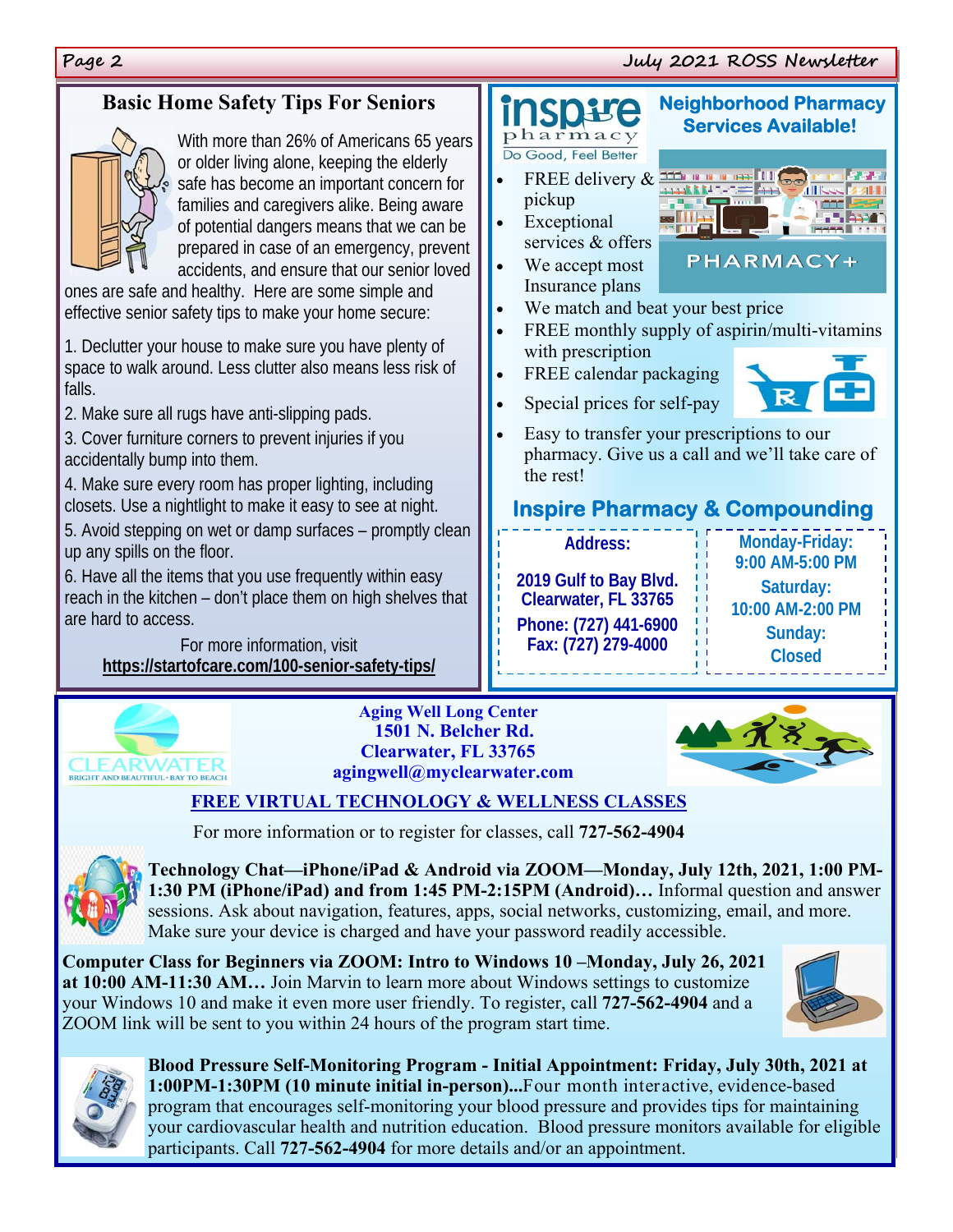## Basic Home Safety Tips For Seniors

With more than 26% of Americans 65 years or older living alone, keeping the elderly safe has become an important concern for families and caregivers alike. Being aware of potential dangers means that we can be prepared in case of an emergency, prevent accidents, and ensure that our senior loved ones are safe and healthy. Here are some simple and effective senior safety tips to make your home secure:

1. Declutter your house to make sure you have plenty of space to walk around. Less clutter also means less risk of falls.
2. Make sure all rugs have anti-slipping pads.
3. Cover furniture corners to prevent injuries if you accidentally bump into them.
4. Make sure every room has proper lighting, including closets. Use a nightlight to make it easy to see at night.
5. Avoid stepping on wet or damp surfaces – promptly clean up any spills on the floor.
6. Have all the items that you use frequently within easy reach in the kitchen – don't place them on high shelves that are hard to access.

For more information, visit
**https://startofcare.com/100-senior-safety-tips/**

## inspire pharmacy — Do Good, Feel Better

### Neighborhood Pharmacy Services Available!

- FREE delivery & pickup
- Exceptional services & offers
- We accept most Insurance plans
- We match and beat your best price
- FREE monthly supply of aspirin/multi-vitamins with prescription
- FREE calendar packaging
- Special prices for self-pay
- Easy to transfer your prescriptions to our pharmacy. Give us a call and we'll take care of the rest!

PHARMACY+

### Inspire Pharmacy & Compounding

**Address:**

**2019 Gulf to Bay Blvd.
Clearwater, FL 33765**

**Phone: (727) 441-6900
Fax: (727) 279-4000**

**Monday-Friday:
9:00 AM-5:00 PM**

**Saturday:
10:00 AM-2:00 PM**

**Sunday:
Closed**

---

CLEARWATER — BRIGHT AND BEAUTIFUL · BAY TO BEACH

**Aging Well Long Center
1501 N. Belcher Rd.
Clearwater, FL 33765
agingwell@myclearwater.com**

## FREE VIRTUAL TECHNOLOGY & WELLNESS CLASSES

For more information or to register for classes, call **727-562-4904**

**Technology Chat—iPhone/iPad & Android via ZOOM—Monday, July 12th, 2021, 1:00 PM-1:30 PM (iPhone/iPad) and from 1:45 PM-2:15PM (Android)…** Informal question and answer sessions. Ask about navigation, features, apps, social networks, customizing, email, and more. Make sure your device is charged and have your password readily accessible.

**Computer Class for Beginners via ZOOM: Intro to Windows 10 –Monday, July 26, 2021 at 10:00 AM-11:30 AM…** Join Marvin to learn more about Windows settings to customize your Windows 10 and make it even more user friendly. To register, call **727-562-4904** and a ZOOM link will be sent to you within 24 hours of the program start time.

**Blood Pressure Self-Monitoring Program - Initial Appointment: Friday, July 30th, 2021 at 1:00PM-1:30PM (10 minute initial in-person)...**Four month interactive, evidence-based program that encourages self-monitoring your blood pressure and provides tips for maintaining your cardiovascular health and nutrition education. Blood pressure monitors available for eligible participants. Call **727-562-4904** for more details and/or an appointment.